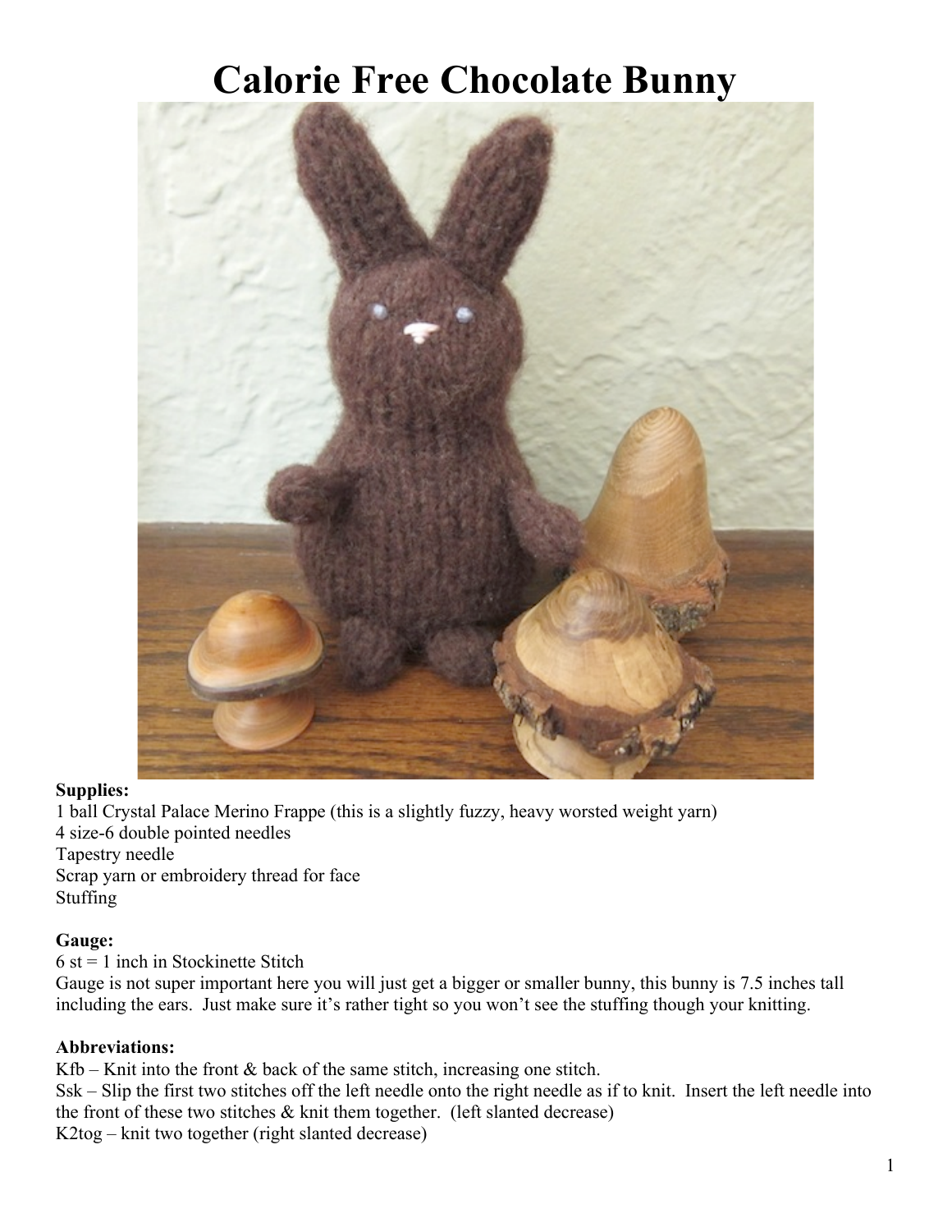# Calorie Free Chocolate Bunny

**Supplies:**

1 ball Crystal Palace Merino Frappe (this is a slightly fuzzy, heavy worsted weight yarn)
4 size-6 double pointed needles
Tapestry needle
Scrap yarn or embroidery thread for face
Stuffing

**Gauge:**

6 st = 1 inch in Stockinette Stitch
Gauge is not super important here you will just get a bigger or smaller bunny, this bunny is 7.5 inches tall including the ears. Just make sure it's rather tight so you won't see the stuffing though your knitting.

**Abbreviations:**

Kfb – Knit into the front & back of the same stitch, increasing one stitch.
Ssk – Slip the first two stitches off the left needle onto the right needle as if to knit. Insert the left needle into the front of these two stitches & knit them together. (left slanted decrease)
K2tog – knit two together (right slanted decrease)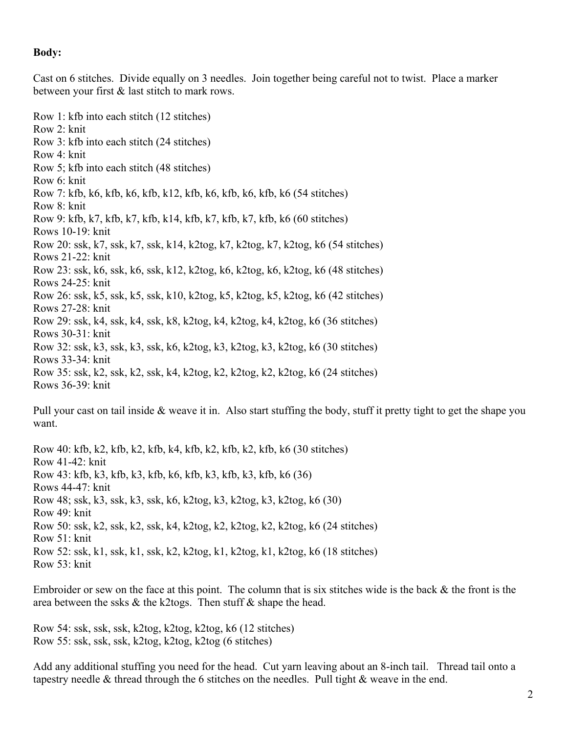**Body:**

Cast on 6 stitches. Divide equally on 3 needles. Join together being careful not to twist. Place a marker between your first & last stitch to mark rows.

Row 1: kfb into each stitch (12 stitches)
Row 2: knit
Row 3: kfb into each stitch (24 stitches)
Row 4: knit
Row 5; kfb into each stitch (48 stitches)
Row 6: knit
Row 7: kfb, k6, kfb, k6, kfb, k12, kfb, k6, kfb, k6, kfb, k6 (54 stitches)
Row 8: knit
Row 9: kfb, k7, kfb, k7, kfb, k14, kfb, k7, kfb, k7, kfb, k6 (60 stitches)
Rows 10-19: knit
Row 20: ssk, k7, ssk, k7, ssk, k14, k2tog, k7, k2tog, k7, k2tog, k6 (54 stitches)
Rows 21-22: knit
Row 23: ssk, k6, ssk, k6, ssk, k12, k2tog, k6, k2tog, k6, k2tog, k6 (48 stitches)
Rows 24-25: knit
Row 26: ssk, k5, ssk, k5, ssk, k10, k2tog, k5, k2tog, k5, k2tog, k6 (42 stitches)
Rows 27-28: knit
Row 29: ssk, k4, ssk, k4, ssk, k8, k2tog, k4, k2tog, k4, k2tog, k6 (36 stitches)
Rows 30-31: knit
Row 32: ssk, k3, ssk, k3, ssk, k6, k2tog, k3, k2tog, k3, k2tog, k6 (30 stitches)
Rows 33-34: knit
Row 35: ssk, k2, ssk, k2, ssk, k4, k2tog, k2, k2tog, k2, k2tog, k6 (24 stitches)
Rows 36-39: knit

Pull your cast on tail inside & weave it in. Also start stuffing the body, stuff it pretty tight to get the shape you want.

Row 40: kfb, k2, kfb, k2, kfb, k4, kfb, k2, kfb, k2, kfb, k6 (30 stitches)
Row 41-42: knit
Row 43: kfb, k3, kfb, k3, kfb, k6, kfb, k3, kfb, k3, kfb, k6 (36)
Rows 44-47: knit
Row 48; ssk, k3, ssk, k3, ssk, k6, k2tog, k3, k2tog, k3, k2tog, k6 (30)
Row 49: knit
Row 50: ssk, k2, ssk, k2, ssk, k4, k2tog, k2, k2tog, k2, k2tog, k6 (24 stitches)
Row 51: knit
Row 52: ssk, k1, ssk, k1, ssk, k2, k2tog, k1, k2tog, k1, k2tog, k6 (18 stitches)
Row 53: knit

Embroider or sew on the face at this point. The column that is six stitches wide is the back & the front is the area between the ssks & the k2togs. Then stuff & shape the head.

Row 54: ssk, ssk, ssk, k2tog, k2tog, k2tog, k6 (12 stitches)
Row 55: ssk, ssk, ssk, k2tog, k2tog, k2tog (6 stitches)

Add any additional stuffing you need for the head. Cut yarn leaving about an 8-inch tail. Thread tail onto a tapestry needle & thread through the 6 stitches on the needles. Pull tight & weave in the end.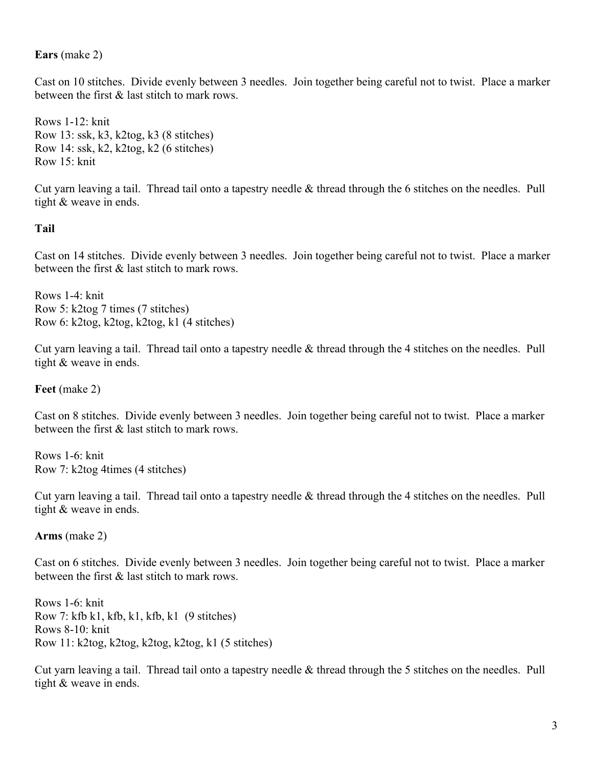**Ears** (make 2)

Cast on 10 stitches. Divide evenly between 3 needles. Join together being careful not to twist. Place a marker between the first & last stitch to mark rows.

Rows 1-12: knit
Row 13: ssk, k3, k2tog, k3 (8 stitches)
Row 14: ssk, k2, k2tog, k2 (6 stitches)
Row 15: knit

Cut yarn leaving a tail. Thread tail onto a tapestry needle & thread through the 6 stitches on the needles. Pull tight & weave in ends.

**Tail**

Cast on 14 stitches. Divide evenly between 3 needles. Join together being careful not to twist. Place a marker between the first & last stitch to mark rows.

Rows 1-4: knit
Row 5: k2tog 7 times (7 stitches)
Row 6: k2tog, k2tog, k2tog, k1 (4 stitches)

Cut yarn leaving a tail. Thread tail onto a tapestry needle & thread through the 4 stitches on the needles. Pull tight & weave in ends.

**Feet** (make 2)

Cast on 8 stitches. Divide evenly between 3 needles. Join together being careful not to twist. Place a marker between the first & last stitch to mark rows.

Rows 1-6: knit
Row 7: k2tog 4times (4 stitches)

Cut yarn leaving a tail. Thread tail onto a tapestry needle & thread through the 4 stitches on the needles. Pull tight & weave in ends.

**Arms** (make 2)

Cast on 6 stitches. Divide evenly between 3 needles. Join together being careful not to twist. Place a marker between the first & last stitch to mark rows.

Rows 1-6: knit
Row 7: kfb k1, kfb, k1, kfb, k1 (9 stitches)
Rows 8-10: knit
Row 11: k2tog, k2tog, k2tog, k2tog, k1 (5 stitches)

Cut yarn leaving a tail. Thread tail onto a tapestry needle & thread through the 5 stitches on the needles. Pull tight & weave in ends.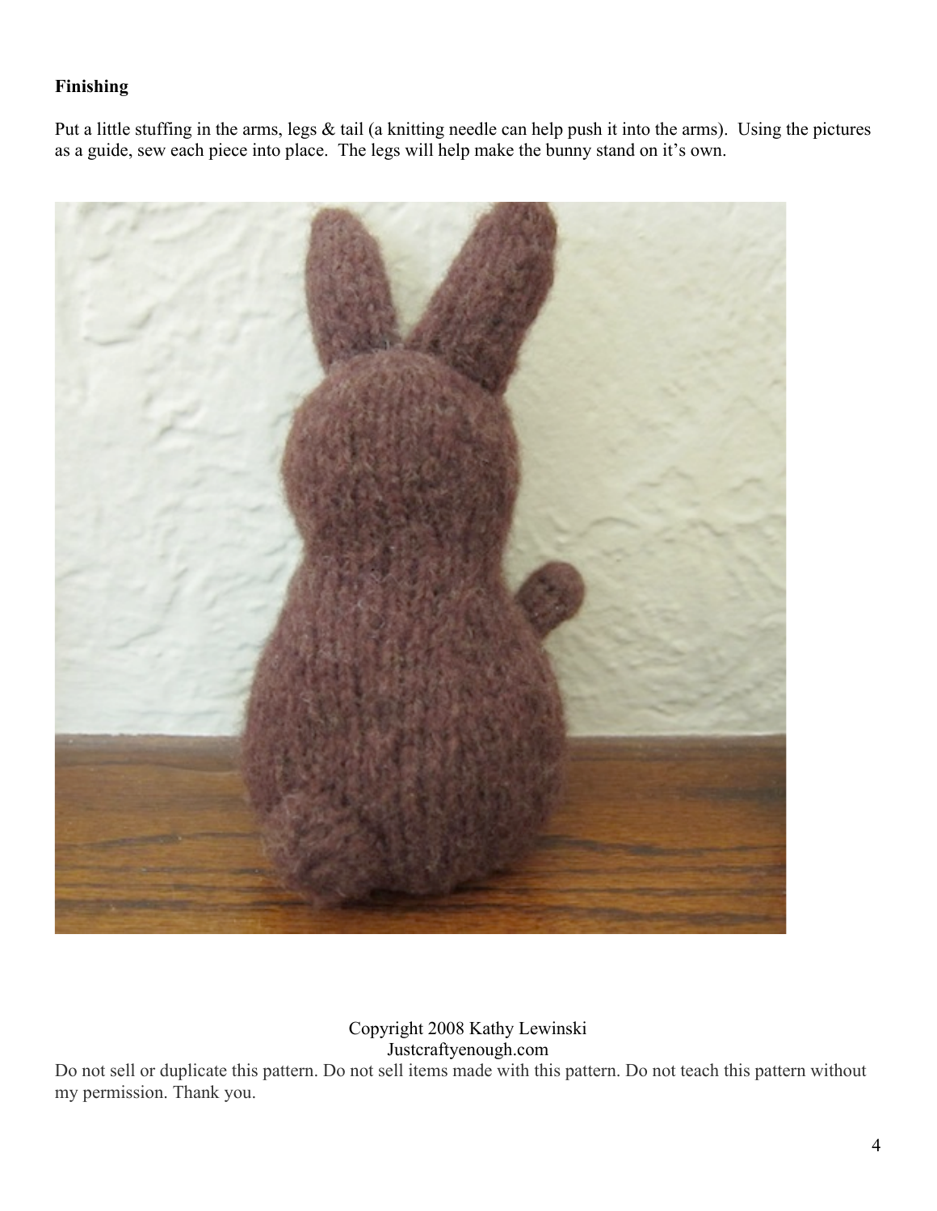**Finishing**

Put a little stuffing in the arms, legs & tail (a knitting needle can help push it into the arms). Using the pictures as a guide, sew each piece into place. The legs will help make the bunny stand on it's own.

Copyright 2008 Kathy Lewinski
Justcraftyenough.com
Do not sell or duplicate this pattern. Do not sell items made with this pattern. Do not teach this pattern without my permission. Thank you.